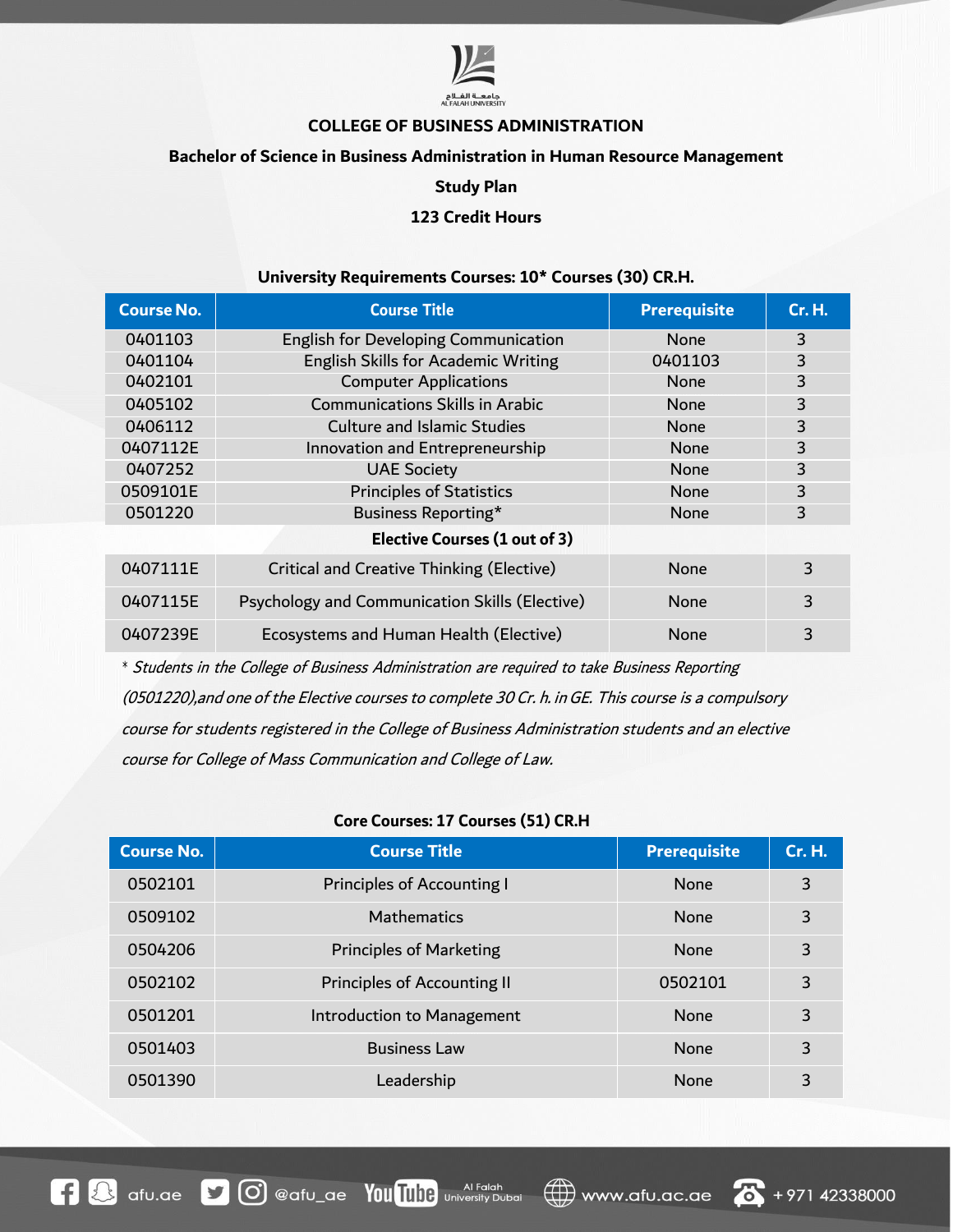## COLLEGE OF BUSINESS ADMINISTRATION

### Bachelor of Science in Business Administration in Human Resource Management

### Study Plan

### 123 Credit Hours

**University Requirements Courses: 10* Courses (30) CR.H.**

| Course No. | Course Title | Prerequisite | Cr. H. |
|---|---|---|---|
| 0401103 | English for Developing Communication | None | 3 |
| 0401104 | English Skills for Academic Writing | 0401103 | 3 |
| 0402101 | Computer Applications | None | 3 |
| 0405102 | Communications Skills in Arabic | None | 3 |
| 0406112 | Culture and Islamic Studies | None | 3 |
| 0407112E | Innovation and Entrepreneurship | None | 3 |
| 0407252 | UAE Society | None | 3 |
| 0509101E | Principles of Statistics | None | 3 |
| 0501220 | Business Reporting* | None | 3 |
| | **Elective Courses (1 out of 3)** | | |
| 0407111E | Critical and Creative Thinking (Elective) | None | 3 |
| 0407115E | Psychology and Communication Skills (Elective) | None | 3 |
| 0407239E | Ecosystems and Human Health (Elective) | None | 3 |

* *Students in the College of Business Administration are required to take Business Reporting (0501220),and one of the Elective courses to complete 30 Cr. h. in GE. This course is a compulsory course for students registered in the College of Business Administration students and an elective course for College of Mass Communication and College of Law.*

**Core Courses: 17 Courses (51) CR.H**

| Course No. | Course Title | Prerequisite | Cr. H. |
|---|---|---|---|
| 0502101 | Principles of Accounting I | None | 3 |
| 0509102 | Mathematics | None | 3 |
| 0504206 | Principles of Marketing | None | 3 |
| 0502102 | Principles of Accounting II | 0502101 | 3 |
| 0501201 | Introduction to Management | None | 3 |
| 0501403 | Business Law | None | 3 |
| 0501390 | Leadership | None | 3 |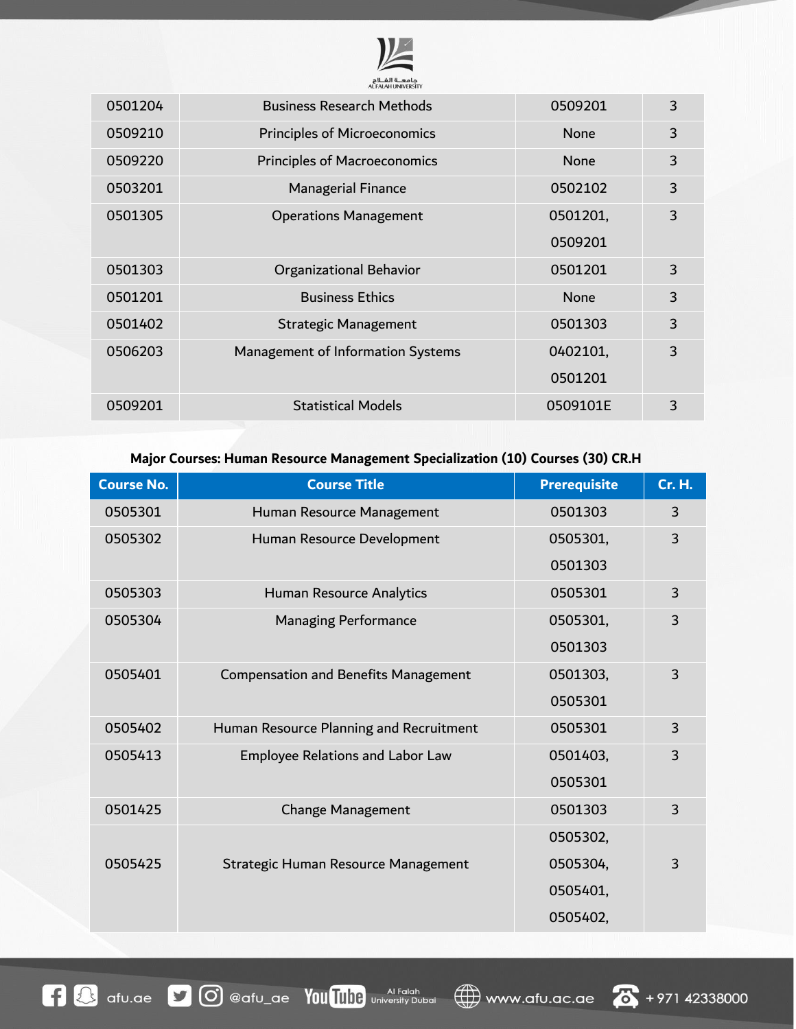| 0501204 | Business Research Methods | 0509201 | 3 |
|---|---|---|---|
| 0509210 | Principles of Microeconomics | None | 3 |
| 0509220 | Principles of Macroeconomics | None | 3 |
| 0503201 | Managerial Finance | 0502102 | 3 |
| 0501305 | Operations Management | 0501201, 0509201 | 3 |
| 0501303 | Organizational Behavior | 0501201 | 3 |
| 0501201 | Business Ethics | None | 3 |
| 0501402 | Strategic Management | 0501303 | 3 |
| 0506203 | Management of Information Systems | 0402101, 0501201 | 3 |
| 0509201 | Statistical Models | 0509101E | 3 |

**Major Courses: Human Resource Management Specialization (10) Courses (30) CR.H**

| Course No. | Course Title | Prerequisite | Cr. H. |
|---|---|---|---|
| 0505301 | Human Resource Management | 0501303 | 3 |
| 0505302 | Human Resource Development | 0505301, 0501303 | 3 |
| 0505303 | Human Resource Analytics | 0505301 | 3 |
| 0505304 | Managing Performance | 0505301, 0501303 | 3 |
| 0505401 | Compensation and Benefits Management | 0501303, 0505301 | 3 |
| 0505402 | Human Resource Planning and Recruitment | 0505301 | 3 |
| 0505413 | Employee Relations and Labor Law | 0501403, 0505301 | 3 |
| 0501425 | Change Management | 0501303 | 3 |
| 0505425 | Strategic Human Resource Management | 0505302, 0505304, 0505401, 0505402, | 3 |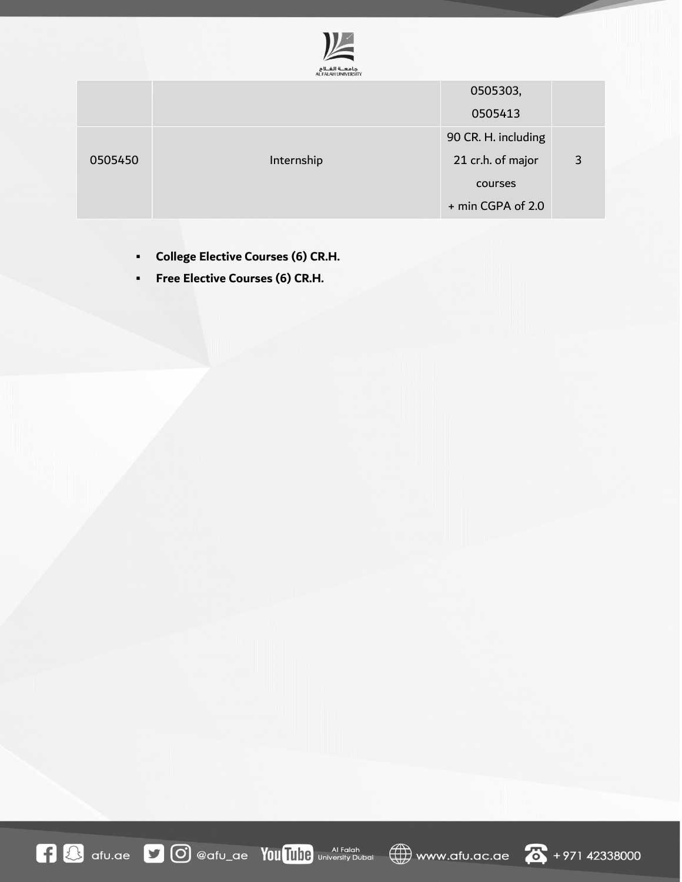| | | | |
|---|---|---|---|
| | | 0505303, 0505413 | |
| 0505450 | Internship | 90 CR. H. including 21 cr.h. of major courses + min CGPA of 2.0 | 3 |

- **College Elective Courses (6) CR.H.**
- **Free Elective Courses (6) CR.H.**